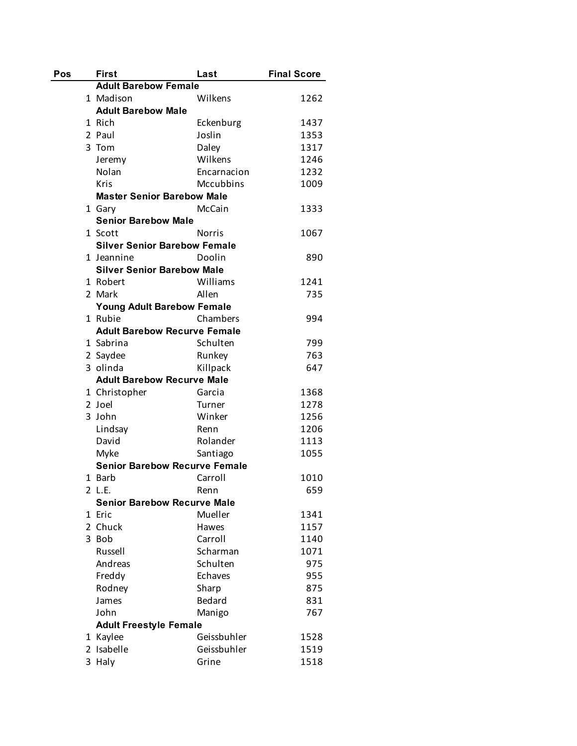| Pos | First | Last | Final Score |
|---|---|---|---|
| | **Adult Barebow Female** | | |
| 1 | Madison | Wilkens | 1262 |
| | **Adult Barebow Male** | | |
| 1 | Rich | Eckenburg | 1437 |
| 2 | Paul | Joslin | 1353 |
| 3 | Tom | Daley | 1317 |
| | Jeremy | Wilkens | 1246 |
| | Nolan | Encarnacion | 1232 |
| | Kris | Mccubbins | 1009 |
| | **Master Senior Barebow Male** | | |
| 1 | Gary | McCain | 1333 |
| | **Senior Barebow Male** | | |
| 1 | Scott | Norris | 1067 |
| | **Silver Senior Barebow Female** | | |
| 1 | Jeannine | Doolin | 890 |
| | **Silver Senior Barebow Male** | | |
| 1 | Robert | Williams | 1241 |
| 2 | Mark | Allen | 735 |
| | **Young Adult Barebow Female** | | |
| 1 | Rubie | Chambers | 994 |
| | **Adult Barebow Recurve Female** | | |
| 1 | Sabrina | Schulten | 799 |
| 2 | Saydee | Runkey | 763 |
| 3 | olinda | Killpack | 647 |
| | **Adult Barebow Recurve Male** | | |
| 1 | Christopher | Garcia | 1368 |
| 2 | Joel | Turner | 1278 |
| 3 | John | Winker | 1256 |
| | Lindsay | Renn | 1206 |
| | David | Rolander | 1113 |
| | Myke | Santiago | 1055 |
| | **Senior Barebow Recurve Female** | | |
| 1 | Barb | Carroll | 1010 |
| 2 | L.E. | Renn | 659 |
| | **Senior Barebow Recurve Male** | | |
| 1 | Eric | Mueller | 1341 |
| 2 | Chuck | Hawes | 1157 |
| 3 | Bob | Carroll | 1140 |
| | Russell | Scharman | 1071 |
| | Andreas | Schulten | 975 |
| | Freddy | Echaves | 955 |
| | Rodney | Sharp | 875 |
| | James | Bedard | 831 |
| | John | Manigo | 767 |
| | **Adult Freestyle Female** | | |
| 1 | Kaylee | Geissbuhler | 1528 |
| 2 | Isabelle | Geissbuhler | 1519 |
| 3 | Haly | Grine | 1518 |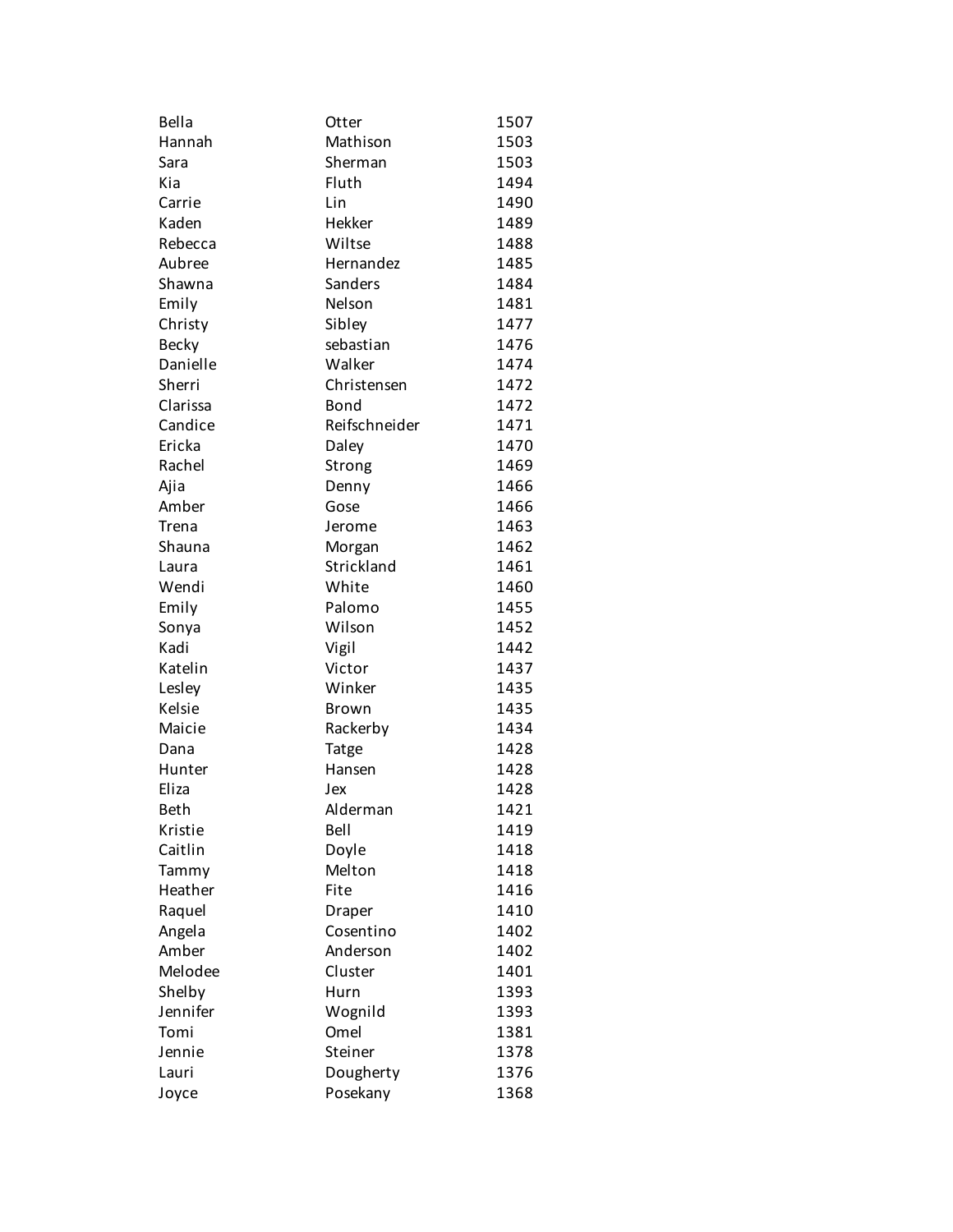| | | |
|---|---|---|
| Bella | Otter | 1507 |
| Hannah | Mathison | 1503 |
| Sara | Sherman | 1503 |
| Kia | Fluth | 1494 |
| Carrie | Lin | 1490 |
| Kaden | Hekker | 1489 |
| Rebecca | Wiltse | 1488 |
| Aubree | Hernandez | 1485 |
| Shawna | Sanders | 1484 |
| Emily | Nelson | 1481 |
| Christy | Sibley | 1477 |
| Becky | sebastian | 1476 |
| Danielle | Walker | 1474 |
| Sherri | Christensen | 1472 |
| Clarissa | Bond | 1472 |
| Candice | Reifschneider | 1471 |
| Ericka | Daley | 1470 |
| Rachel | Strong | 1469 |
| Ajia | Denny | 1466 |
| Amber | Gose | 1466 |
| Trena | Jerome | 1463 |
| Shauna | Morgan | 1462 |
| Laura | Strickland | 1461 |
| Wendi | White | 1460 |
| Emily | Palomo | 1455 |
| Sonya | Wilson | 1452 |
| Kadi | Vigil | 1442 |
| Katelin | Victor | 1437 |
| Lesley | Winker | 1435 |
| Kelsie | Brown | 1435 |
| Maicie | Rackerby | 1434 |
| Dana | Tatge | 1428 |
| Hunter | Hansen | 1428 |
| Eliza | Jex | 1428 |
| Beth | Alderman | 1421 |
| Kristie | Bell | 1419 |
| Caitlin | Doyle | 1418 |
| Tammy | Melton | 1418 |
| Heather | Fite | 1416 |
| Raquel | Draper | 1410 |
| Angela | Cosentino | 1402 |
| Amber | Anderson | 1402 |
| Melodee | Cluster | 1401 |
| Shelby | Hurn | 1393 |
| Jennifer | Wognild | 1393 |
| Tomi | Omel | 1381 |
| Jennie | Steiner | 1378 |
| Lauri | Dougherty | 1376 |
| Joyce | Posekany | 1368 |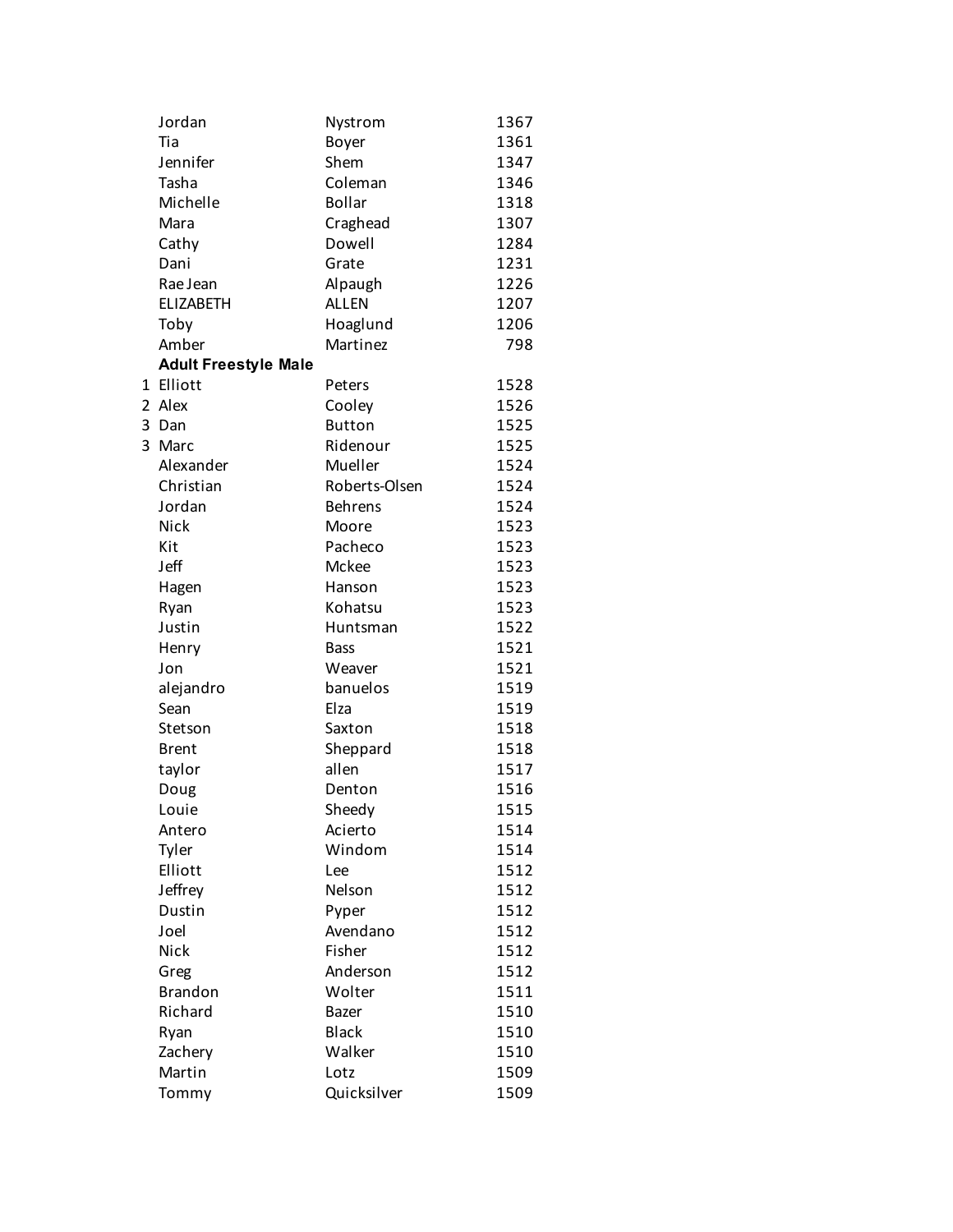| | | | |
|---|---|---|---|
| | Jordan | Nystrom | 1367 |
| | Tia | Boyer | 1361 |
| | Jennifer | Shem | 1347 |
| | Tasha | Coleman | 1346 |
| | Michelle | Bollar | 1318 |
| | Mara | Craghead | 1307 |
| | Cathy | Dowell | 1284 |
| | Dani | Grate | 1231 |
| | Rae Jean | Alpaugh | 1226 |
| | ELIZABETH | ALLEN | 1207 |
| | Toby | Hoaglund | 1206 |
| | Amber | Martinez | 798 |
| | **Adult Freestyle Male** | | |
| 1 | Elliott | Peters | 1528 |
| 2 | Alex | Cooley | 1526 |
| 3 | Dan | Button | 1525 |
| 3 | Marc | Ridenour | 1525 |
| | Alexander | Mueller | 1524 |
| | Christian | Roberts-Olsen | 1524 |
| | Jordan | Behrens | 1524 |
| | Nick | Moore | 1523 |
| | Kit | Pacheco | 1523 |
| | Jeff | Mckee | 1523 |
| | Hagen | Hanson | 1523 |
| | Ryan | Kohatsu | 1523 |
| | Justin | Huntsman | 1522 |
| | Henry | Bass | 1521 |
| | Jon | Weaver | 1521 |
| | alejandro | banuelos | 1519 |
| | Sean | Elza | 1519 |
| | Stetson | Saxton | 1518 |
| | Brent | Sheppard | 1518 |
| | taylor | allen | 1517 |
| | Doug | Denton | 1516 |
| | Louie | Sheedy | 1515 |
| | Antero | Acierto | 1514 |
| | Tyler | Windom | 1514 |
| | Elliott | Lee | 1512 |
| | Jeffrey | Nelson | 1512 |
| | Dustin | Pyper | 1512 |
| | Joel | Avendano | 1512 |
| | Nick | Fisher | 1512 |
| | Greg | Anderson | 1512 |
| | Brandon | Wolter | 1511 |
| | Richard | Bazer | 1510 |
| | Ryan | Black | 1510 |
| | Zachery | Walker | 1510 |
| | Martin | Lotz | 1509 |
| | Tommy | Quicksilver | 1509 |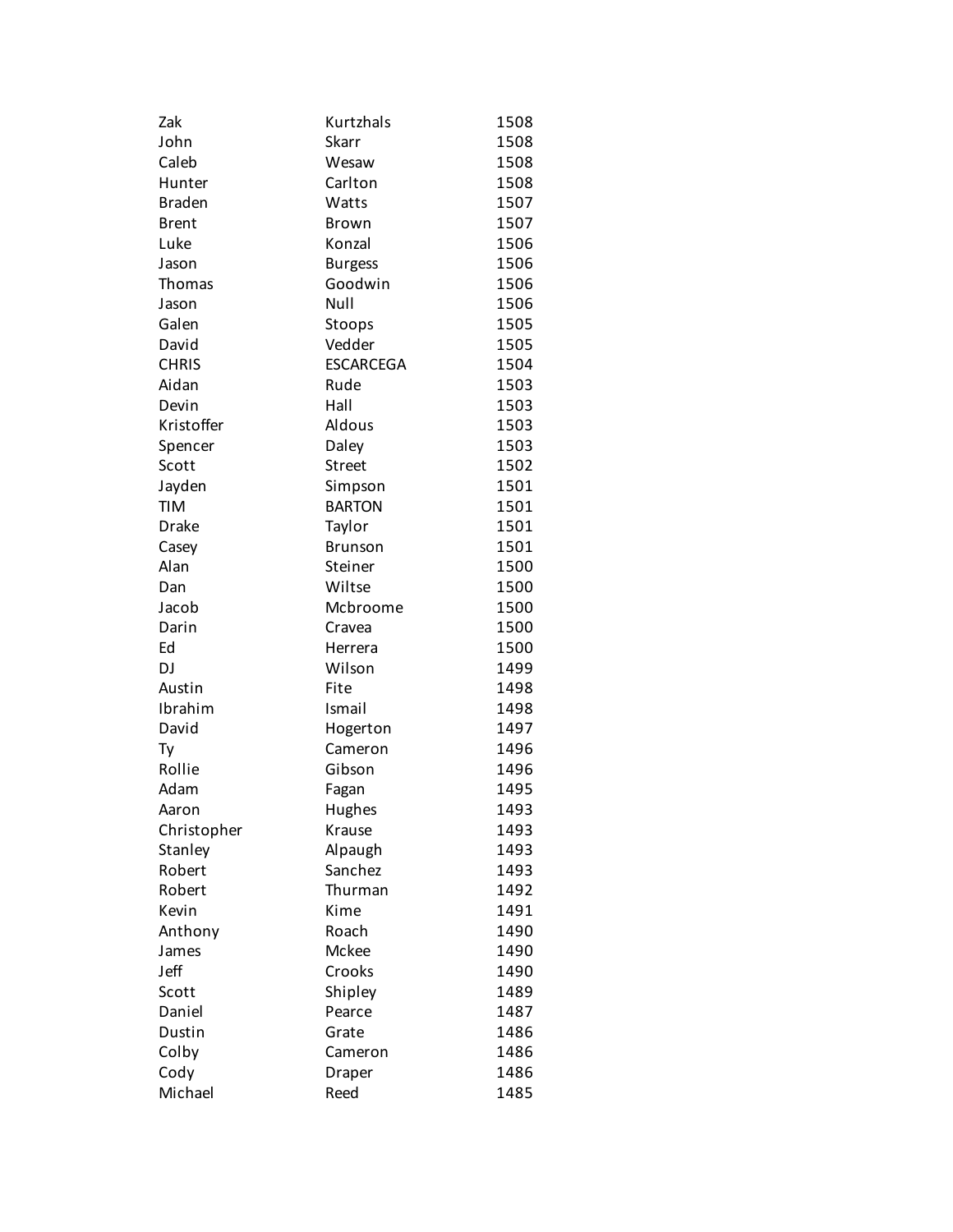| | | |
|---|---|---|
| Zak | Kurtzhals | 1508 |
| John | Skarr | 1508 |
| Caleb | Wesaw | 1508 |
| Hunter | Carlton | 1508 |
| Braden | Watts | 1507 |
| Brent | Brown | 1507 |
| Luke | Konzal | 1506 |
| Jason | Burgess | 1506 |
| Thomas | Goodwin | 1506 |
| Jason | Null | 1506 |
| Galen | Stoops | 1505 |
| David | Vedder | 1505 |
| CHRIS | ESCARCEGA | 1504 |
| Aidan | Rude | 1503 |
| Devin | Hall | 1503 |
| Kristoffer | Aldous | 1503 |
| Spencer | Daley | 1503 |
| Scott | Street | 1502 |
| Jayden | Simpson | 1501 |
| TIM | BARTON | 1501 |
| Drake | Taylor | 1501 |
| Casey | Brunson | 1501 |
| Alan | Steiner | 1500 |
| Dan | Wiltse | 1500 |
| Jacob | Mcbroome | 1500 |
| Darin | Cravea | 1500 |
| Ed | Herrera | 1500 |
| DJ | Wilson | 1499 |
| Austin | Fite | 1498 |
| Ibrahim | Ismail | 1498 |
| David | Hogerton | 1497 |
| Ty | Cameron | 1496 |
| Rollie | Gibson | 1496 |
| Adam | Fagan | 1495 |
| Aaron | Hughes | 1493 |
| Christopher | Krause | 1493 |
| Stanley | Alpaugh | 1493 |
| Robert | Sanchez | 1493 |
| Robert | Thurman | 1492 |
| Kevin | Kime | 1491 |
| Anthony | Roach | 1490 |
| James | Mckee | 1490 |
| Jeff | Crooks | 1490 |
| Scott | Shipley | 1489 |
| Daniel | Pearce | 1487 |
| Dustin | Grate | 1486 |
| Colby | Cameron | 1486 |
| Cody | Draper | 1486 |
| Michael | Reed | 1485 |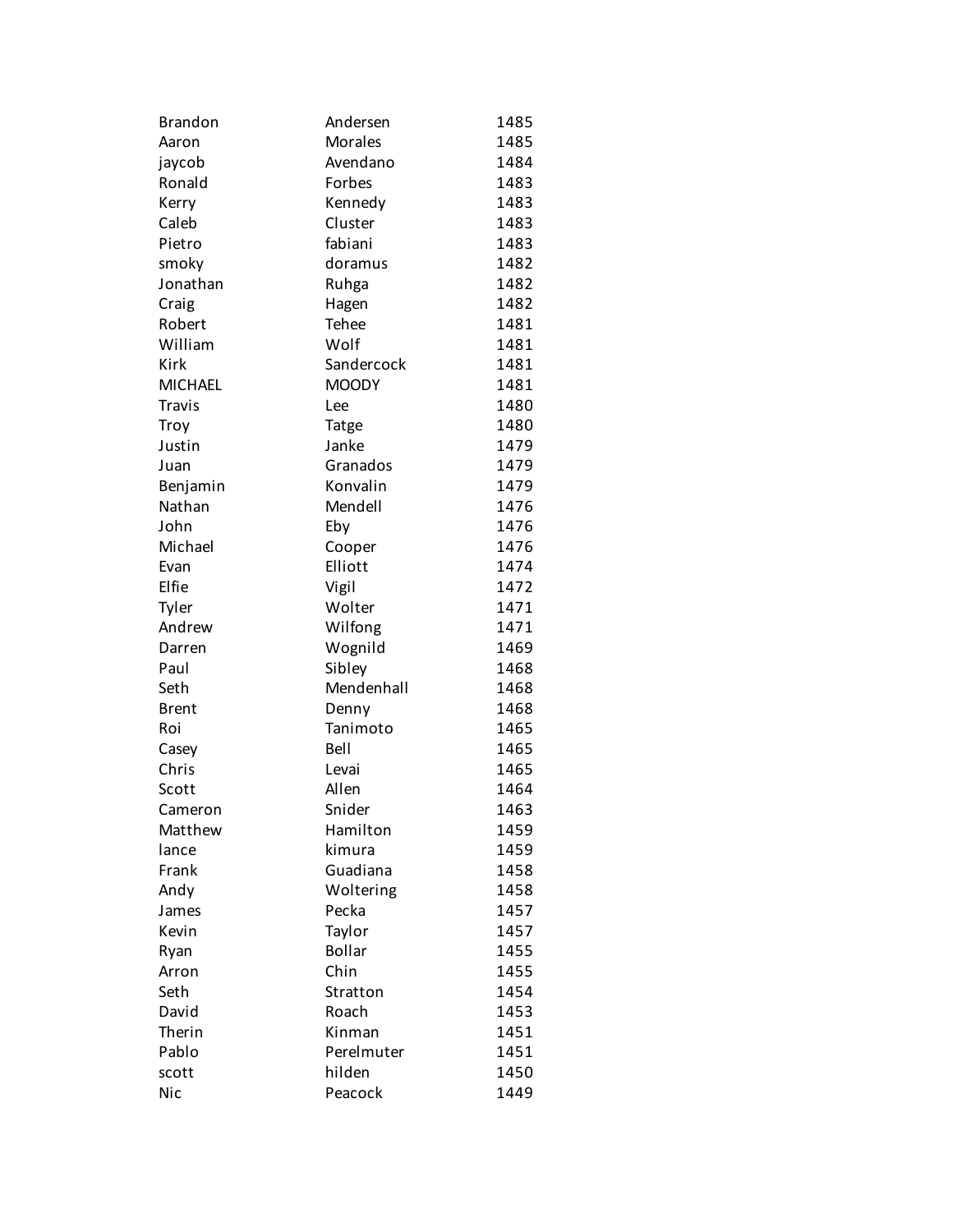| | | |
|---|---|---|
| Brandon | Andersen | 1485 |
| Aaron | Morales | 1485 |
| jaycob | Avendano | 1484 |
| Ronald | Forbes | 1483 |
| Kerry | Kennedy | 1483 |
| Caleb | Cluster | 1483 |
| Pietro | fabiani | 1483 |
| smoky | doramus | 1482 |
| Jonathan | Ruhga | 1482 |
| Craig | Hagen | 1482 |
| Robert | Tehee | 1481 |
| William | Wolf | 1481 |
| Kirk | Sandercock | 1481 |
| MICHAEL | MOODY | 1481 |
| Travis | Lee | 1480 |
| Troy | Tatge | 1480 |
| Justin | Janke | 1479 |
| Juan | Granados | 1479 |
| Benjamin | Konvalin | 1479 |
| Nathan | Mendell | 1476 |
| John | Eby | 1476 |
| Michael | Cooper | 1476 |
| Evan | Elliott | 1474 |
| Elfie | Vigil | 1472 |
| Tyler | Wolter | 1471 |
| Andrew | Wilfong | 1471 |
| Darren | Wognild | 1469 |
| Paul | Sibley | 1468 |
| Seth | Mendenhall | 1468 |
| Brent | Denny | 1468 |
| Roi | Tanimoto | 1465 |
| Casey | Bell | 1465 |
| Chris | Levai | 1465 |
| Scott | Allen | 1464 |
| Cameron | Snider | 1463 |
| Matthew | Hamilton | 1459 |
| lance | kimura | 1459 |
| Frank | Guadiana | 1458 |
| Andy | Woltering | 1458 |
| James | Pecka | 1457 |
| Kevin | Taylor | 1457 |
| Ryan | Bollar | 1455 |
| Arron | Chin | 1455 |
| Seth | Stratton | 1454 |
| David | Roach | 1453 |
| Therin | Kinman | 1451 |
| Pablo | Perelmuter | 1451 |
| scott | hilden | 1450 |
| Nic | Peacock | 1449 |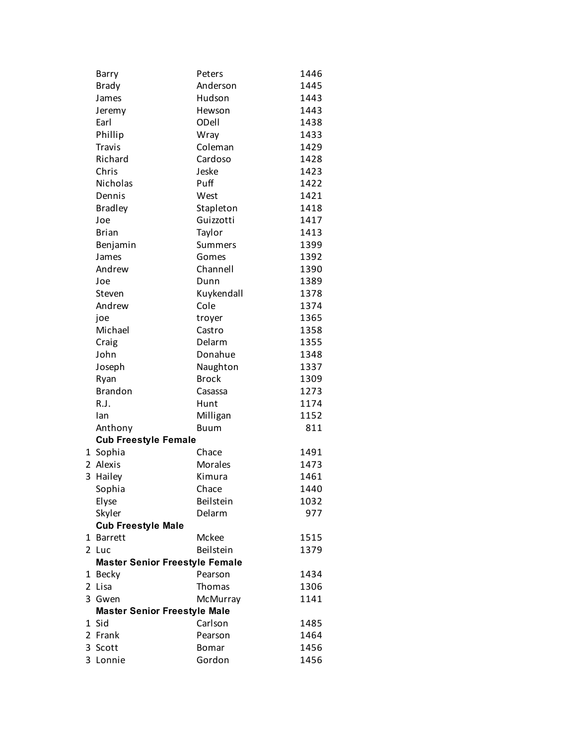| Place | First Name | Last Name | Score |
|---|---|---|---|
| | Barry | Peters | 1446 |
| | Brady | Anderson | 1445 |
| | James | Hudson | 1443 |
| | Jeremy | Hewson | 1443 |
| | Earl | ODell | 1438 |
| | Phillip | Wray | 1433 |
| | Travis | Coleman | 1429 |
| | Richard | Cardoso | 1428 |
| | Chris | Jeske | 1423 |
| | Nicholas | Puff | 1422 |
| | Dennis | West | 1421 |
| | Bradley | Stapleton | 1418 |
| | Joe | Guizzotti | 1417 |
| | Brian | Taylor | 1413 |
| | Benjamin | Summers | 1399 |
| | James | Gomes | 1392 |
| | Andrew | Channell | 1390 |
| | Joe | Dunn | 1389 |
| | Steven | Kuykendall | 1378 |
| | Andrew | Cole | 1374 |
| | joe | troyer | 1365 |
| | Michael | Castro | 1358 |
| | Craig | Delarm | 1355 |
| | John | Donahue | 1348 |
| | Joseph | Naughton | 1337 |
| | Ryan | Brock | 1309 |
| | Brandon | Casassa | 1273 |
| | R.J. | Hunt | 1174 |
| | Ian | Milligan | 1152 |
| | Anthony | Buum | 811 |
| | **Cub Freestyle Female** | | |
| 1 | Sophia | Chace | 1491 |
| 2 | Alexis | Morales | 1473 |
| 3 | Hailey | Kimura | 1461 |
| | Sophia | Chace | 1440 |
| | Elyse | Beilstein | 1032 |
| | Skyler | Delarm | 977 |
| | **Cub Freestyle Male** | | |
| 1 | Barrett | Mckee | 1515 |
| 2 | Luc | Beilstein | 1379 |
| | **Master Senior Freestyle Female** | | |
| 1 | Becky | Pearson | 1434 |
| 2 | Lisa | Thomas | 1306 |
| 3 | Gwen | McMurray | 1141 |
| | **Master Senior Freestyle Male** | | |
| 1 | Sid | Carlson | 1485 |
| 2 | Frank | Pearson | 1464 |
| 3 | Scott | Bomar | 1456 |
| 3 | Lonnie | Gordon | 1456 |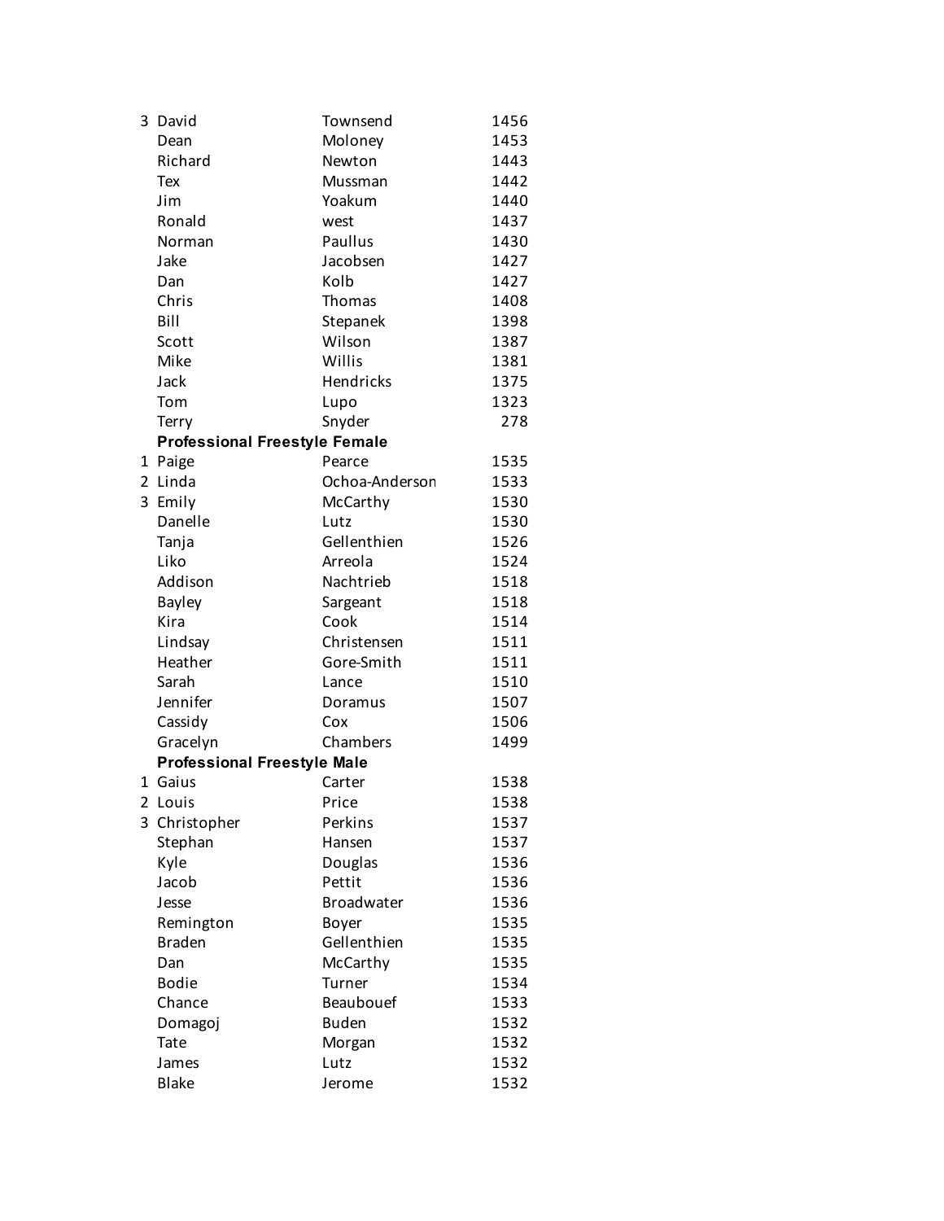| | | | |
|---|---|---|---|
| 3 | David | Townsend | 1456 |
| | Dean | Moloney | 1453 |
| | Richard | Newton | 1443 |
| | Tex | Mussman | 1442 |
| | Jim | Yoakum | 1440 |
| | Ronald | west | 1437 |
| | Norman | Paullus | 1430 |
| | Jake | Jacobsen | 1427 |
| | Dan | Kolb | 1427 |
| | Chris | Thomas | 1408 |
| | Bill | Stepanek | 1398 |
| | Scott | Wilson | 1387 |
| | Mike | Willis | 1381 |
| | Jack | Hendricks | 1375 |
| | Tom | Lupo | 1323 |
| | Terry | Snyder | 278 |
| | **Professional Freestyle Female** | | |
| 1 | Paige | Pearce | 1535 |
| 2 | Linda | Ochoa-Anderson | 1533 |
| 3 | Emily | McCarthy | 1530 |
| | Danelle | Lutz | 1530 |
| | Tanja | Gellenthien | 1526 |
| | Liko | Arreola | 1524 |
| | Addison | Nachtrieb | 1518 |
| | Bayley | Sargeant | 1518 |
| | Kira | Cook | 1514 |
| | Lindsay | Christensen | 1511 |
| | Heather | Gore-Smith | 1511 |
| | Sarah | Lance | 1510 |
| | Jennifer | Doramus | 1507 |
| | Cassidy | Cox | 1506 |
| | Gracelyn | Chambers | 1499 |
| | **Professional Freestyle Male** | | |
| 1 | Gaius | Carter | 1538 |
| 2 | Louis | Price | 1538 |
| 3 | Christopher | Perkins | 1537 |
| | Stephan | Hansen | 1537 |
| | Kyle | Douglas | 1536 |
| | Jacob | Pettit | 1536 |
| | Jesse | Broadwater | 1536 |
| | Remington | Boyer | 1535 |
| | Braden | Gellenthien | 1535 |
| | Dan | McCarthy | 1535 |
| | Bodie | Turner | 1534 |
| | Chance | Beaubouef | 1533 |
| | Domagoj | Buden | 1532 |
| | Tate | Morgan | 1532 |
| | James | Lutz | 1532 |
| | Blake | Jerome | 1532 |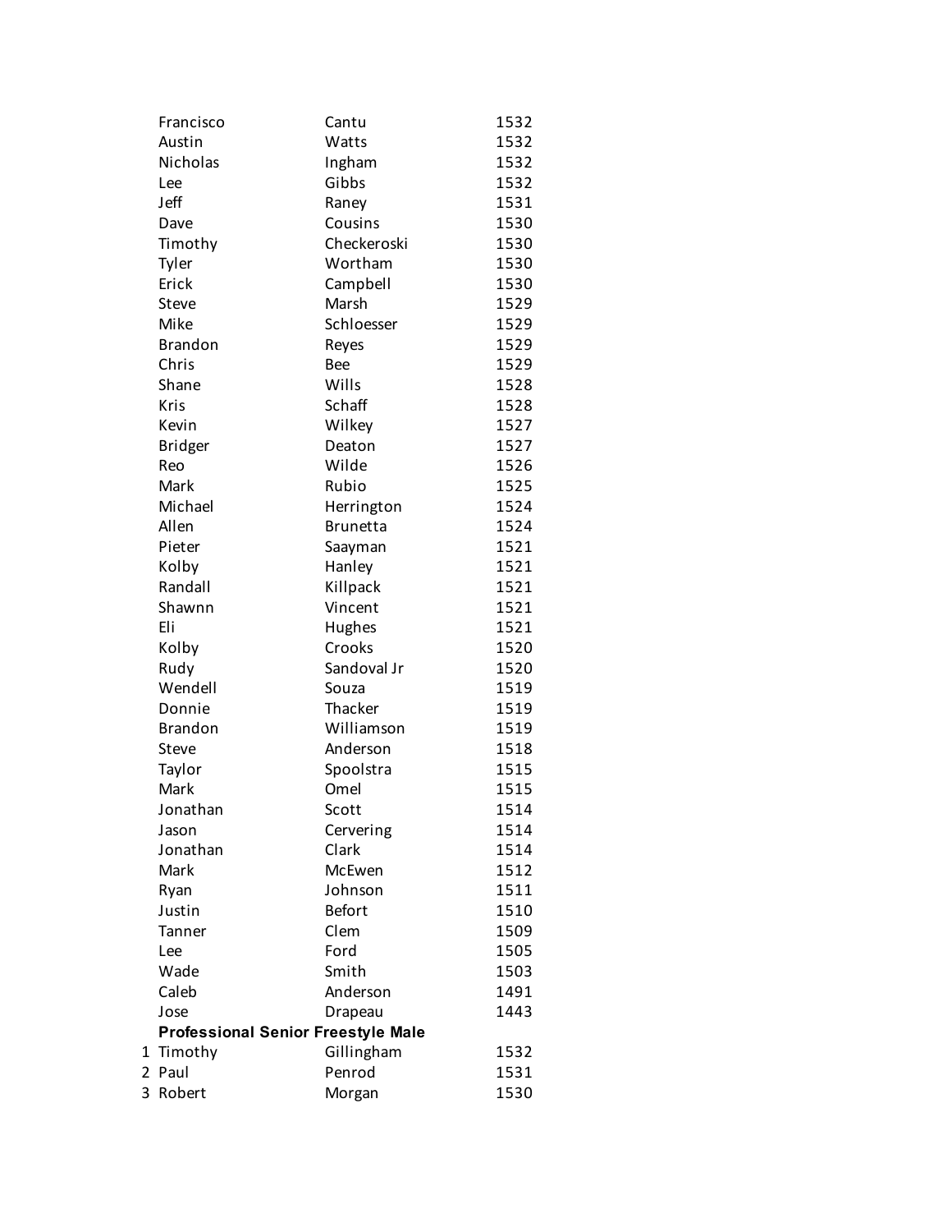| | | | |
|---|---|---|---|
| | Francisco | Cantu | 1532 |
| | Austin | Watts | 1532 |
| | Nicholas | Ingham | 1532 |
| | Lee | Gibbs | 1532 |
| | Jeff | Raney | 1531 |
| | Dave | Cousins | 1530 |
| | Timothy | Checkeroski | 1530 |
| | Tyler | Wortham | 1530 |
| | Erick | Campbell | 1530 |
| | Steve | Marsh | 1529 |
| | Mike | Schloesser | 1529 |
| | Brandon | Reyes | 1529 |
| | Chris | Bee | 1529 |
| | Shane | Wills | 1528 |
| | Kris | Schaff | 1528 |
| | Kevin | Wilkey | 1527 |
| | Bridger | Deaton | 1527 |
| | Reo | Wilde | 1526 |
| | Mark | Rubio | 1525 |
| | Michael | Herrington | 1524 |
| | Allen | Brunetta | 1524 |
| | Pieter | Saayman | 1521 |
| | Kolby | Hanley | 1521 |
| | Randall | Killpack | 1521 |
| | Shawnn | Vincent | 1521 |
| | Eli | Hughes | 1521 |
| | Kolby | Crooks | 1520 |
| | Rudy | Sandoval Jr | 1520 |
| | Wendell | Souza | 1519 |
| | Donnie | Thacker | 1519 |
| | Brandon | Williamson | 1519 |
| | Steve | Anderson | 1518 |
| | Taylor | Spoolstra | 1515 |
| | Mark | Omel | 1515 |
| | Jonathan | Scott | 1514 |
| | Jason | Cervering | 1514 |
| | Jonathan | Clark | 1514 |
| | Mark | McEwen | 1512 |
| | Ryan | Johnson | 1511 |
| | Justin | Befort | 1510 |
| | Tanner | Clem | 1509 |
| | Lee | Ford | 1505 |
| | Wade | Smith | 1503 |
| | Caleb | Anderson | 1491 |
| | Jose | Drapeau | 1443 |
| | **Professional Senior Freestyle Male** | | |
| 1 | Timothy | Gillingham | 1532 |
| 2 | Paul | Penrod | 1531 |
| 3 | Robert | Morgan | 1530 |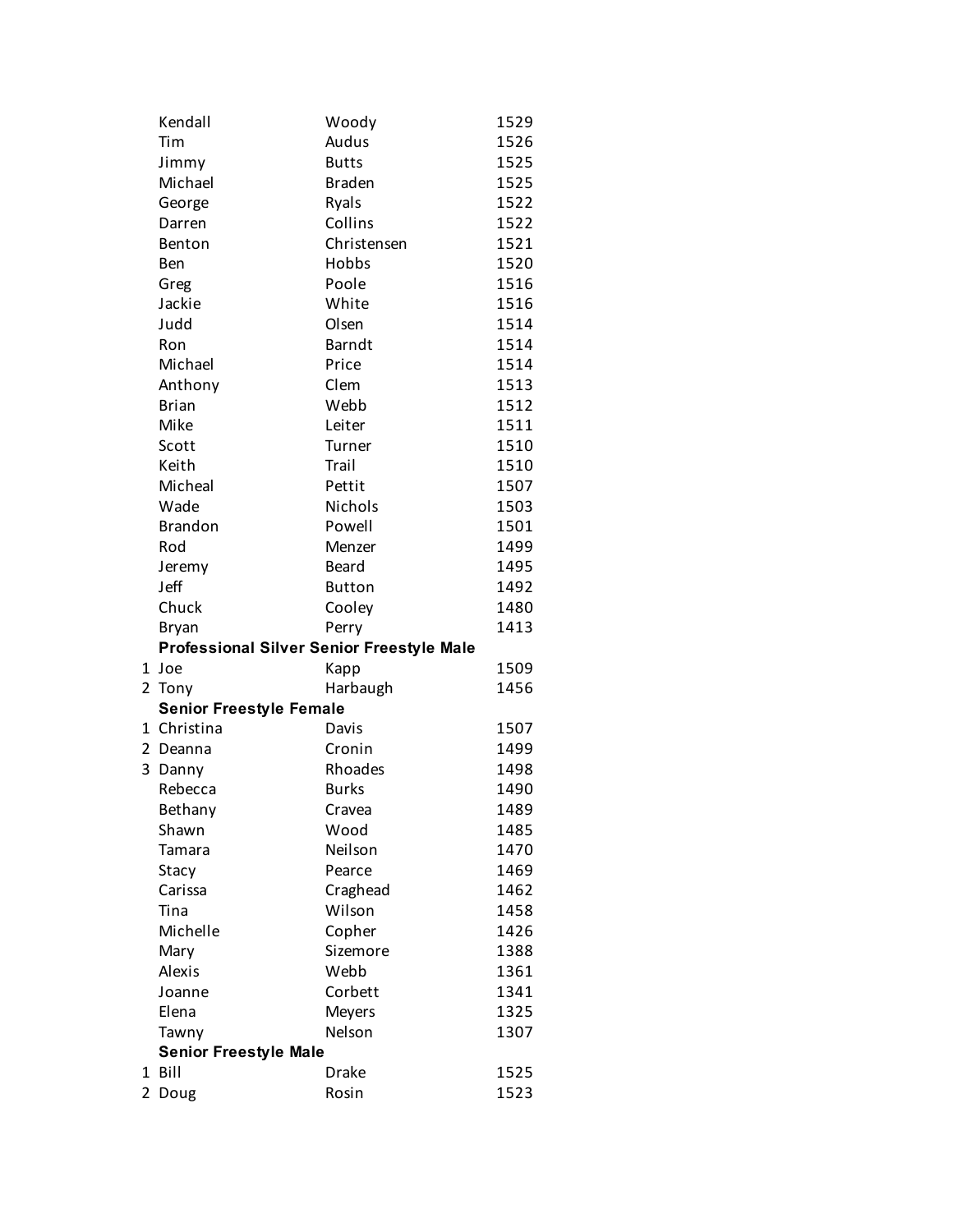| | | | |
|---|---|---|---|
| | Kendall | Woody | 1529 |
| | Tim | Audus | 1526 |
| | Jimmy | Butts | 1525 |
| | Michael | Braden | 1525 |
| | George | Ryals | 1522 |
| | Darren | Collins | 1522 |
| | Benton | Christensen | 1521 |
| | Ben | Hobbs | 1520 |
| | Greg | Poole | 1516 |
| | Jackie | White | 1516 |
| | Judd | Olsen | 1514 |
| | Ron | Barndt | 1514 |
| | Michael | Price | 1514 |
| | Anthony | Clem | 1513 |
| | Brian | Webb | 1512 |
| | Mike | Leiter | 1511 |
| | Scott | Turner | 1510 |
| | Keith | Trail | 1510 |
| | Micheal | Pettit | 1507 |
| | Wade | Nichols | 1503 |
| | Brandon | Powell | 1501 |
| | Rod | Menzer | 1499 |
| | Jeremy | Beard | 1495 |
| | Jeff | Button | 1492 |
| | Chuck | Cooley | 1480 |
| | Bryan | Perry | 1413 |
| | **Professional Silver Senior Freestyle Male** | | |
| 1 | Joe | Kapp | 1509 |
| 2 | Tony | Harbaugh | 1456 |
| | **Senior Freestyle Female** | | |
| 1 | Christina | Davis | 1507 |
| 2 | Deanna | Cronin | 1499 |
| 3 | Danny | Rhoades | 1498 |
| | Rebecca | Burks | 1490 |
| | Bethany | Cravea | 1489 |
| | Shawn | Wood | 1485 |
| | Tamara | Neilson | 1470 |
| | Stacy | Pearce | 1469 |
| | Carissa | Craghead | 1462 |
| | Tina | Wilson | 1458 |
| | Michelle | Copher | 1426 |
| | Mary | Sizemore | 1388 |
| | Alexis | Webb | 1361 |
| | Joanne | Corbett | 1341 |
| | Elena | Meyers | 1325 |
| | Tawny | Nelson | 1307 |
| | **Senior Freestyle Male** | | |
| 1 | Bill | Drake | 1525 |
| 2 | Doug | Rosin | 1523 |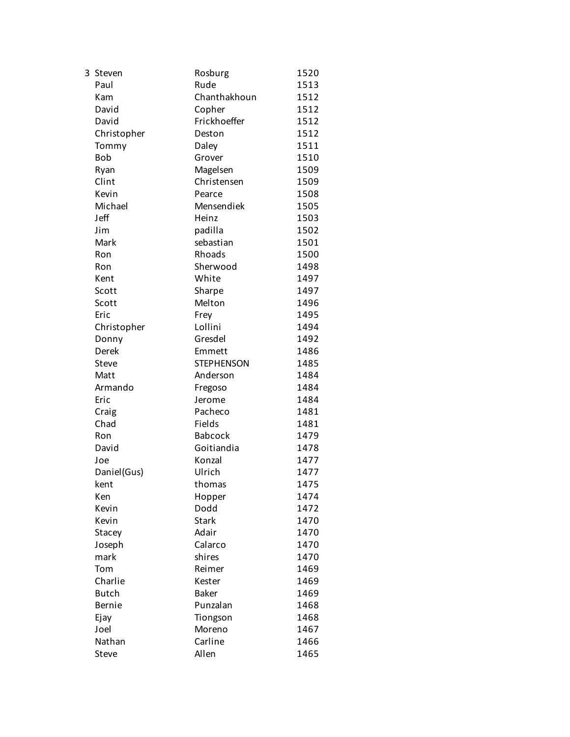| | | | |
|---|---|---|---|
| 3 | Steven | Rosburg | 1520 |
| | Paul | Rude | 1513 |
| | Kam | Chanthakhoun | 1512 |
| | David | Copher | 1512 |
| | David | Frickhoeffer | 1512 |
| | Christopher | Deston | 1512 |
| | Tommy | Daley | 1511 |
| | Bob | Grover | 1510 |
| | Ryan | Magelsen | 1509 |
| | Clint | Christensen | 1509 |
| | Kevin | Pearce | 1508 |
| | Michael | Mensendiek | 1505 |
| | Jeff | Heinz | 1503 |
| | Jim | padilla | 1502 |
| | Mark | sebastian | 1501 |
| | Ron | Rhoads | 1500 |
| | Ron | Sherwood | 1498 |
| | Kent | White | 1497 |
| | Scott | Sharpe | 1497 |
| | Scott | Melton | 1496 |
| | Eric | Frey | 1495 |
| | Christopher | Lollini | 1494 |
| | Donny | Gresdel | 1492 |
| | Derek | Emmett | 1486 |
| | Steve | STEPHENSON | 1485 |
| | Matt | Anderson | 1484 |
| | Armando | Fregoso | 1484 |
| | Eric | Jerome | 1484 |
| | Craig | Pacheco | 1481 |
| | Chad | Fields | 1481 |
| | Ron | Babcock | 1479 |
| | David | Goitiandia | 1478 |
| | Joe | Konzal | 1477 |
| | Daniel(Gus) | Ulrich | 1477 |
| | kent | thomas | 1475 |
| | Ken | Hopper | 1474 |
| | Kevin | Dodd | 1472 |
| | Kevin | Stark | 1470 |
| | Stacey | Adair | 1470 |
| | Joseph | Calarco | 1470 |
| | mark | shires | 1470 |
| | Tom | Reimer | 1469 |
| | Charlie | Kester | 1469 |
| | Butch | Baker | 1469 |
| | Bernie | Punzalan | 1468 |
| | Ejay | Tiongson | 1468 |
| | Joel | Moreno | 1467 |
| | Nathan | Carline | 1466 |
| | Steve | Allen | 1465 |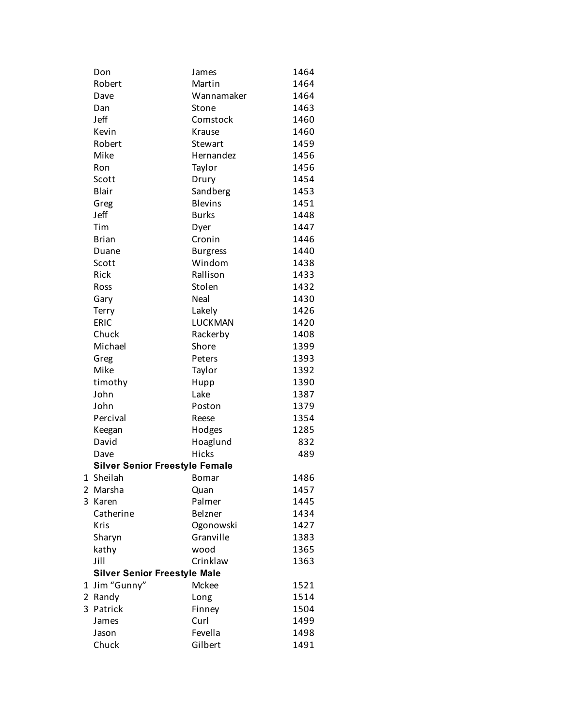| Place | First Name | Last Name | Score |
|---|---|---|---|
| | Don | James | 1464 |
| | Robert | Martin | 1464 |
| | Dave | Wannamaker | 1464 |
| | Dan | Stone | 1463 |
| | Jeff | Comstock | 1460 |
| | Kevin | Krause | 1460 |
| | Robert | Stewart | 1459 |
| | Mike | Hernandez | 1456 |
| | Ron | Taylor | 1456 |
| | Scott | Drury | 1454 |
| | Blair | Sandberg | 1453 |
| | Greg | Blevins | 1451 |
| | Jeff | Burks | 1448 |
| | Tim | Dyer | 1447 |
| | Brian | Cronin | 1446 |
| | Duane | Burgress | 1440 |
| | Scott | Windom | 1438 |
| | Rick | Rallison | 1433 |
| | Ross | Stolen | 1432 |
| | Gary | Neal | 1430 |
| | Terry | Lakely | 1426 |
| | ERIC | LUCKMAN | 1420 |
| | Chuck | Rackerby | 1408 |
| | Michael | Shore | 1399 |
| | Greg | Peters | 1393 |
| | Mike | Taylor | 1392 |
| | timothy | Hupp | 1390 |
| | John | Lake | 1387 |
| | John | Poston | 1379 |
| | Percival | Reese | 1354 |
| | Keegan | Hodges | 1285 |
| | David | Hoaglund | 832 |
| | Dave | Hicks | 489 |
| | **Silver Senior Freestyle Female** | | |
| 1 | Sheilah | Bomar | 1486 |
| 2 | Marsha | Quan | 1457 |
| 3 | Karen | Palmer | 1445 |
| | Catherine | Belzner | 1434 |
| | Kris | Ogonowski | 1427 |
| | Sharyn | Granville | 1383 |
| | kathy | wood | 1365 |
| | Jill | Crinklaw | 1363 |
| | **Silver Senior Freestyle Male** | | |
| 1 | Jim “Gunny” | Mckee | 1521 |
| 2 | Randy | Long | 1514 |
| 3 | Patrick | Finney | 1504 |
| | James | Curl | 1499 |
| | Jason | Fevella | 1498 |
| | Chuck | Gilbert | 1491 |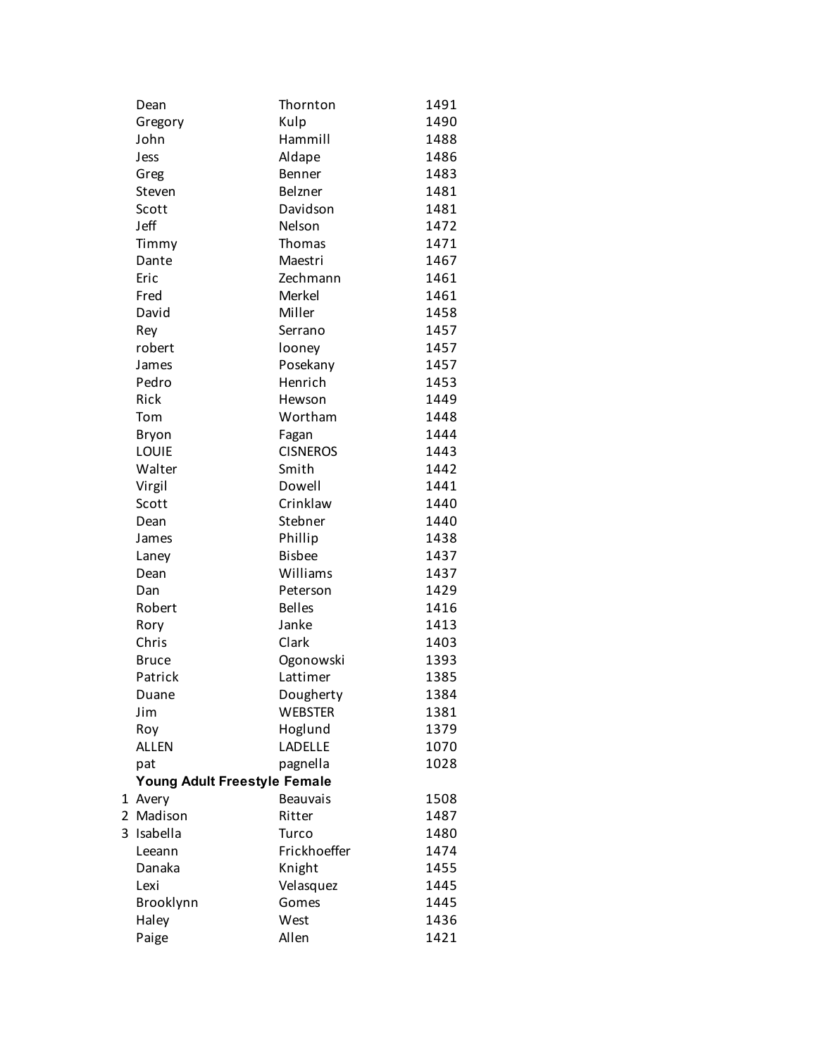| | | | |
|---|---|---|---|
| | Dean | Thornton | 1491 |
| | Gregory | Kulp | 1490 |
| | John | Hammill | 1488 |
| | Jess | Aldape | 1486 |
| | Greg | Benner | 1483 |
| | Steven | Belzner | 1481 |
| | Scott | Davidson | 1481 |
| | Jeff | Nelson | 1472 |
| | Timmy | Thomas | 1471 |
| | Dante | Maestri | 1467 |
| | Eric | Zechmann | 1461 |
| | Fred | Merkel | 1461 |
| | David | Miller | 1458 |
| | Rey | Serrano | 1457 |
| | robert | looney | 1457 |
| | James | Posekany | 1457 |
| | Pedro | Henrich | 1453 |
| | Rick | Hewson | 1449 |
| | Tom | Wortham | 1448 |
| | Bryon | Fagan | 1444 |
| | LOUIE | CISNEROS | 1443 |
| | Walter | Smith | 1442 |
| | Virgil | Dowell | 1441 |
| | Scott | Crinklaw | 1440 |
| | Dean | Stebner | 1440 |
| | James | Phillip | 1438 |
| | Laney | Bisbee | 1437 |
| | Dean | Williams | 1437 |
| | Dan | Peterson | 1429 |
| | Robert | Belles | 1416 |
| | Rory | Janke | 1413 |
| | Chris | Clark | 1403 |
| | Bruce | Ogonowski | 1393 |
| | Patrick | Lattimer | 1385 |
| | Duane | Dougherty | 1384 |
| | Jim | WEBSTER | 1381 |
| | Roy | Hoglund | 1379 |
| | ALLEN | LADELLE | 1070 |
| | pat | pagnella | 1028 |
| | **Young Adult Freestyle Female** | | |
| 1 | Avery | Beauvais | 1508 |
| 2 | Madison | Ritter | 1487 |
| 3 | Isabella | Turco | 1480 |
| | Leeann | Frickhoeffer | 1474 |
| | Danaka | Knight | 1455 |
| | Lexi | Velasquez | 1445 |
| | Brooklynn | Gomes | 1445 |
| | Haley | West | 1436 |
| | Paige | Allen | 1421 |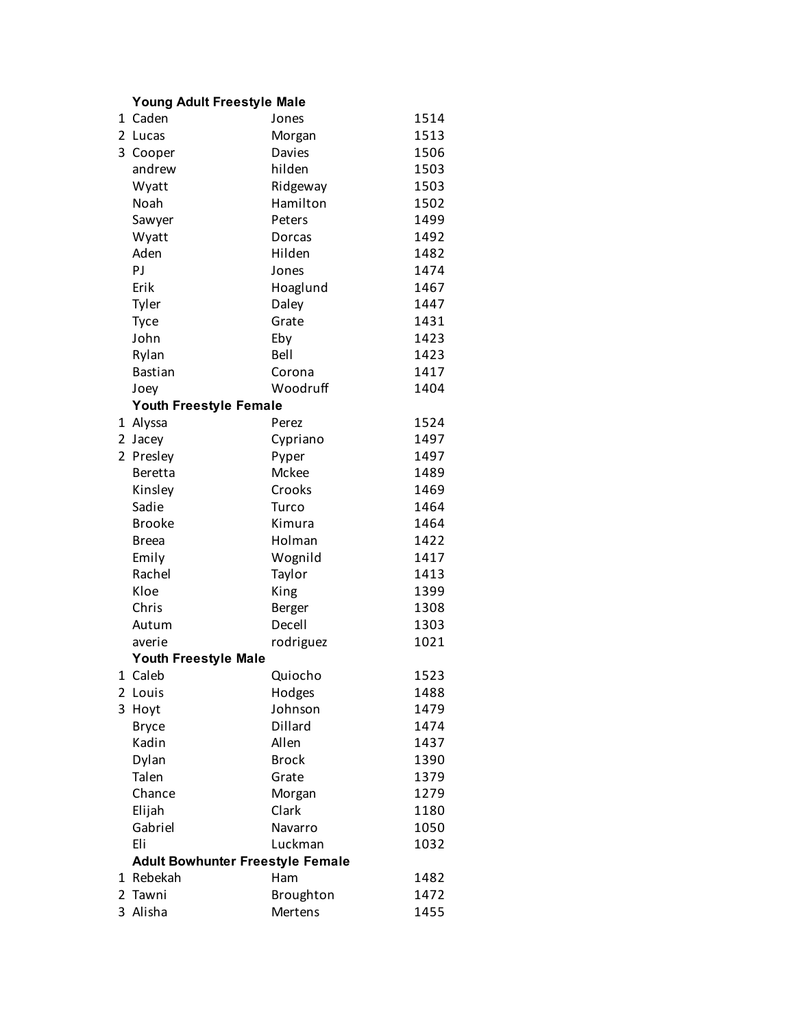**Young Adult Freestyle Male**

| | | | |
|---|---|---|---|
| 1 | Caden | Jones | 1514 |
| 2 | Lucas | Morgan | 1513 |
| 3 | Cooper | Davies | 1506 |
| | andrew | hilden | 1503 |
| | Wyatt | Ridgeway | 1503 |
| | Noah | Hamilton | 1502 |
| | Sawyer | Peters | 1499 |
| | Wyatt | Dorcas | 1492 |
| | Aden | Hilden | 1482 |
| | PJ | Jones | 1474 |
| | Erik | Hoaglund | 1467 |
| | Tyler | Daley | 1447 |
| | Tyce | Grate | 1431 |
| | John | Eby | 1423 |
| | Rylan | Bell | 1423 |
| | Bastian | Corona | 1417 |
| | Joey | Woodruff | 1404 |

**Youth Freestyle Female**

| | | | |
|---|---|---|---|
| 1 | Alyssa | Perez | 1524 |
| 2 | Jacey | Cypriano | 1497 |
| 2 | Presley | Pyper | 1497 |
| | Beretta | Mckee | 1489 |
| | Kinsley | Crooks | 1469 |
| | Sadie | Turco | 1464 |
| | Brooke | Kimura | 1464 |
| | Breea | Holman | 1422 |
| | Emily | Wognild | 1417 |
| | Rachel | Taylor | 1413 |
| | Kloe | King | 1399 |
| | Chris | Berger | 1308 |
| | Autum | Decell | 1303 |
| | averie | rodriguez | 1021 |

**Youth Freestyle Male**

| | | | |
|---|---|---|---|
| 1 | Caleb | Quiocho | 1523 |
| 2 | Louis | Hodges | 1488 |
| 3 | Hoyt | Johnson | 1479 |
| | Bryce | Dillard | 1474 |
| | Kadin | Allen | 1437 |
| | Dylan | Brock | 1390 |
| | Talen | Grate | 1379 |
| | Chance | Morgan | 1279 |
| | Elijah | Clark | 1180 |
| | Gabriel | Navarro | 1050 |
| | Eli | Luckman | 1032 |

**Adult Bowhunter Freestyle Female**

| | | | |
|---|---|---|---|
| 1 | Rebekah | Ham | 1482 |
| 2 | Tawni | Broughton | 1472 |
| 3 | Alisha | Mertens | 1455 |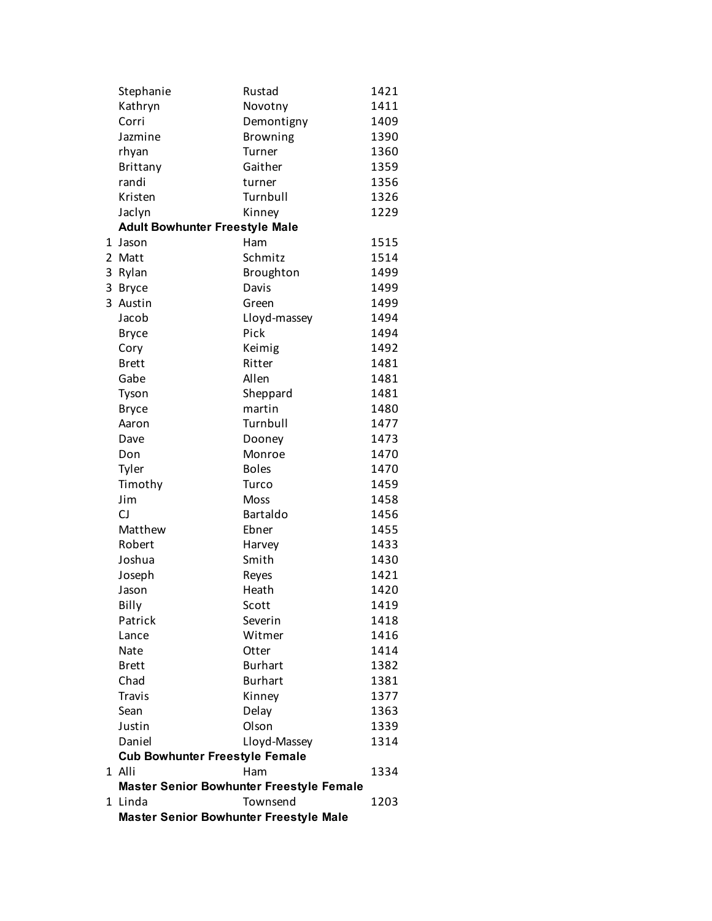| | | | |
|---|---|---|---|
| | Stephanie | Rustad | 1421 |
| | Kathryn | Novotny | 1411 |
| | Corri | Demontigny | 1409 |
| | Jazmine | Browning | 1390 |
| | rhyan | Turner | 1360 |
| | Brittany | Gaither | 1359 |
| | randi | turner | 1356 |
| | Kristen | Turnbull | 1326 |
| | Jaclyn | Kinney | 1229 |
| | **Adult Bowhunter Freestyle Male** | | |
| 1 | Jason | Ham | 1515 |
| 2 | Matt | Schmitz | 1514 |
| 3 | Rylan | Broughton | 1499 |
| 3 | Bryce | Davis | 1499 |
| 3 | Austin | Green | 1499 |
| | Jacob | Lloyd-massey | 1494 |
| | Bryce | Pick | 1494 |
| | Cory | Keimig | 1492 |
| | Brett | Ritter | 1481 |
| | Gabe | Allen | 1481 |
| | Tyson | Sheppard | 1481 |
| | Bryce | martin | 1480 |
| | Aaron | Turnbull | 1477 |
| | Dave | Dooney | 1473 |
| | Don | Monroe | 1470 |
| | Tyler | Boles | 1470 |
| | Timothy | Turco | 1459 |
| | Jim | Moss | 1458 |
| | CJ | Bartaldo | 1456 |
| | Matthew | Ebner | 1455 |
| | Robert | Harvey | 1433 |
| | Joshua | Smith | 1430 |
| | Joseph | Reyes | 1421 |
| | Jason | Heath | 1420 |
| | Billy | Scott | 1419 |
| | Patrick | Severin | 1418 |
| | Lance | Witmer | 1416 |
| | Nate | Otter | 1414 |
| | Brett | Burhart | 1382 |
| | Chad | Burhart | 1381 |
| | Travis | Kinney | 1377 |
| | Sean | Delay | 1363 |
| | Justin | Olson | 1339 |
| | Daniel | Lloyd-Massey | 1314 |
| | **Cub Bowhunter Freestyle Female** | | |
| 1 | Alli | Ham | 1334 |
| | **Master Senior Bowhunter Freestyle Female** | | |
| 1 | Linda | Townsend | 1203 |
| | **Master Senior Bowhunter Freestyle Male** | | |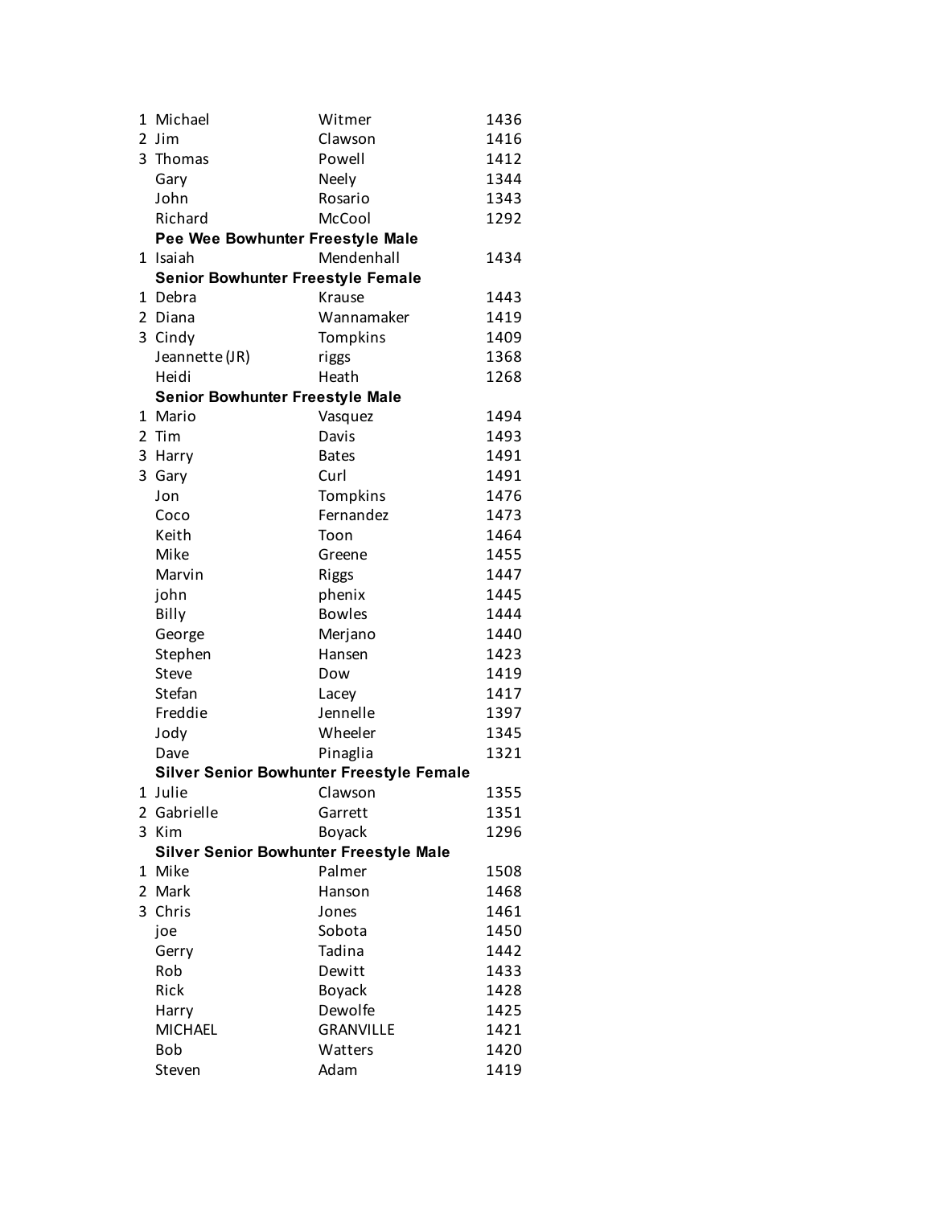| | | | |
|---|---|---|---|
| 1 | Michael | Witmer | 1436 |
| 2 | Jim | Clawson | 1416 |
| 3 | Thomas | Powell | 1412 |
| | Gary | Neely | 1344 |
| | John | Rosario | 1343 |
| | Richard | McCool | 1292 |
| | **Pee Wee Bowhunter Freestyle Male** | | |
| 1 | Isaiah | Mendenhall | 1434 |
| | **Senior Bowhunter Freestyle Female** | | |
| 1 | Debra | Krause | 1443 |
| 2 | Diana | Wannamaker | 1419 |
| 3 | Cindy | Tompkins | 1409 |
| | Jeannette (JR) | riggs | 1368 |
| | Heidi | Heath | 1268 |
| | **Senior Bowhunter Freestyle Male** | | |
| 1 | Mario | Vasquez | 1494 |
| 2 | Tim | Davis | 1493 |
| 3 | Harry | Bates | 1491 |
| 3 | Gary | Curl | 1491 |
| | Jon | Tompkins | 1476 |
| | Coco | Fernandez | 1473 |
| | Keith | Toon | 1464 |
| | Mike | Greene | 1455 |
| | Marvin | Riggs | 1447 |
| | john | phenix | 1445 |
| | Billy | Bowles | 1444 |
| | George | Merjano | 1440 |
| | Stephen | Hansen | 1423 |
| | Steve | Dow | 1419 |
| | Stefan | Lacey | 1417 |
| | Freddie | Jennelle | 1397 |
| | Jody | Wheeler | 1345 |
| | Dave | Pinaglia | 1321 |
| | **Silver Senior Bowhunter Freestyle Female** | | |
| 1 | Julie | Clawson | 1355 |
| 2 | Gabrielle | Garrett | 1351 |
| 3 | Kim | Boyack | 1296 |
| | **Silver Senior Bowhunter Freestyle Male** | | |
| 1 | Mike | Palmer | 1508 |
| 2 | Mark | Hanson | 1468 |
| 3 | Chris | Jones | 1461 |
| | joe | Sobota | 1450 |
| | Gerry | Tadina | 1442 |
| | Rob | Dewitt | 1433 |
| | Rick | Boyack | 1428 |
| | Harry | Dewolfe | 1425 |
| | MICHAEL | GRANVILLE | 1421 |
| | Bob | Watters | 1420 |
| | Steven | Adam | 1419 |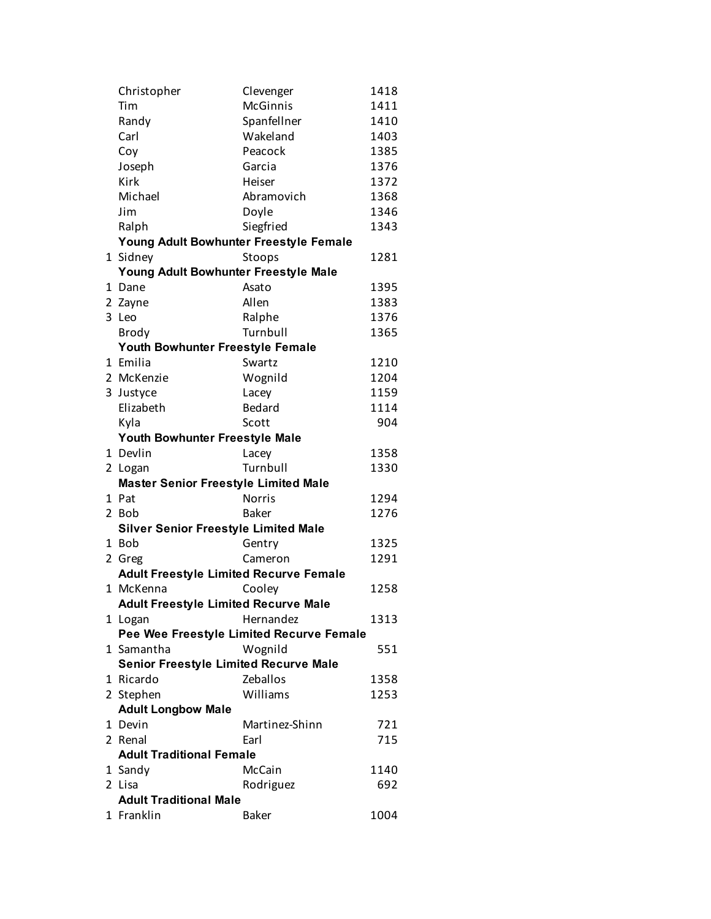| | | | |
|---|---|---|---|
| | Christopher | Clevenger | 1418 |
| | Tim | McGinnis | 1411 |
| | Randy | Spanfellner | 1410 |
| | Carl | Wakeland | 1403 |
| | Coy | Peacock | 1385 |
| | Joseph | Garcia | 1376 |
| | Kirk | Heiser | 1372 |
| | Michael | Abramovich | 1368 |
| | Jim | Doyle | 1346 |
| | Ralph | Siegfried | 1343 |
| | **Young Adult Bowhunter Freestyle Female** | | |
| 1 | Sidney | Stoops | 1281 |
| | **Young Adult Bowhunter Freestyle Male** | | |
| 1 | Dane | Asato | 1395 |
| 2 | Zayne | Allen | 1383 |
| 3 | Leo | Ralphe | 1376 |
| | Brody | Turnbull | 1365 |
| | **Youth Bowhunter Freestyle Female** | | |
| 1 | Emilia | Swartz | 1210 |
| 2 | McKenzie | Wognild | 1204 |
| 3 | Justyce | Lacey | 1159 |
| | Elizabeth | Bedard | 1114 |
| | Kyla | Scott | 904 |
| | **Youth Bowhunter Freestyle Male** | | |
| 1 | Devlin | Lacey | 1358 |
| 2 | Logan | Turnbull | 1330 |
| | **Master Senior Freestyle Limited Male** | | |
| 1 | Pat | Norris | 1294 |
| 2 | Bob | Baker | 1276 |
| | **Silver Senior Freestyle Limited Male** | | |
| 1 | Bob | Gentry | 1325 |
| 2 | Greg | Cameron | 1291 |
| | **Adult Freestyle Limited Recurve Female** | | |
| 1 | McKenna | Cooley | 1258 |
| | **Adult Freestyle Limited Recurve Male** | | |
| 1 | Logan | Hernandez | 1313 |
| | **Pee Wee Freestyle Limited Recurve Female** | | |
| 1 | Samantha | Wognild | 551 |
| | **Senior Freestyle Limited Recurve Male** | | |
| 1 | Ricardo | Zeballos | 1358 |
| 2 | Stephen | Williams | 1253 |
| | **Adult Longbow Male** | | |
| 1 | Devin | Martinez-Shinn | 721 |
| 2 | Renal | Earl | 715 |
| | **Adult Traditional Female** | | |
| 1 | Sandy | McCain | 1140 |
| 2 | Lisa | Rodriguez | 692 |
| | **Adult Traditional Male** | | |
| 1 | Franklin | Baker | 1004 |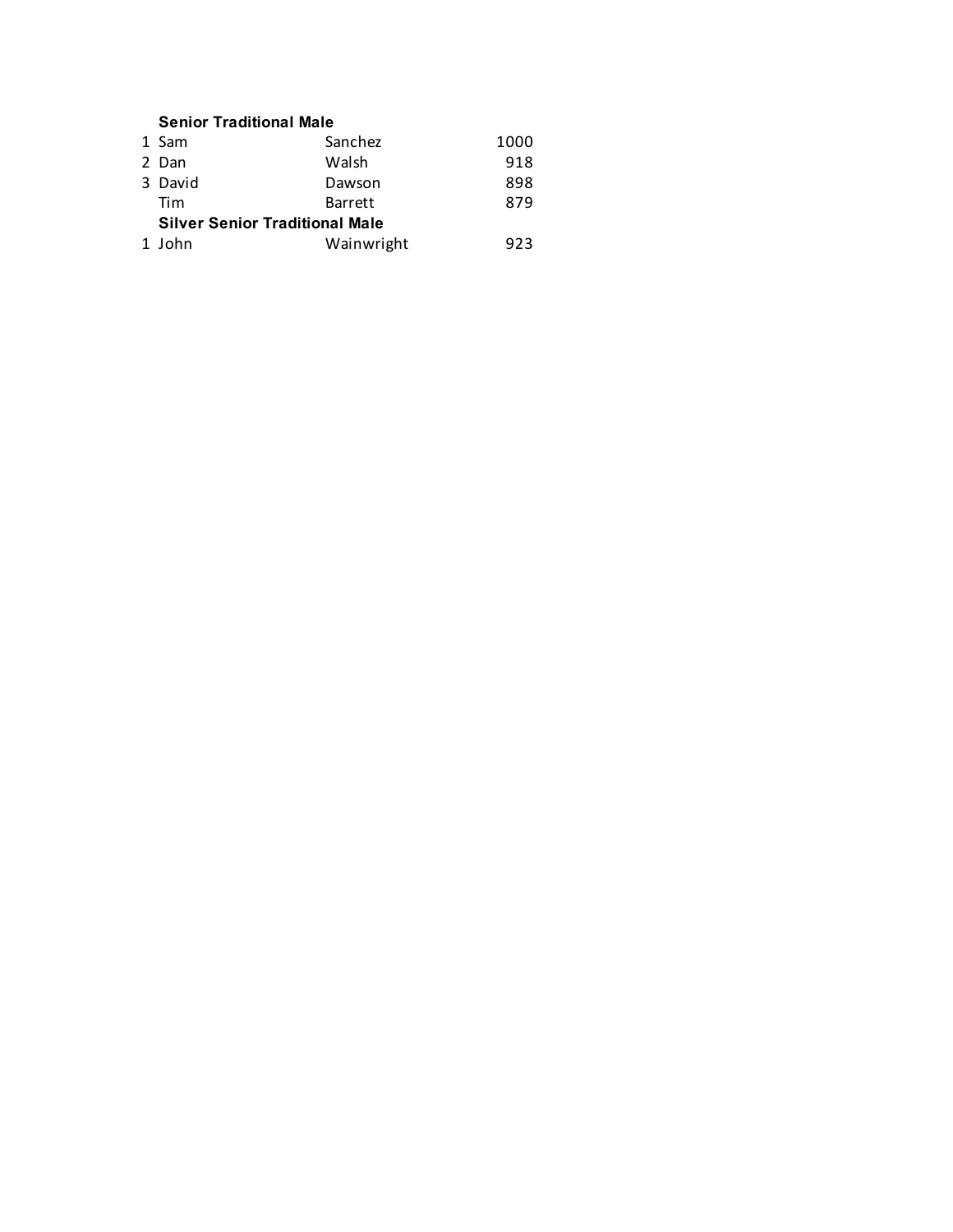| | | | |
|---|---|---|---|
| | **Senior Traditional Male** | | |
| 1 | Sam | Sanchez | 1000 |
| 2 | Dan | Walsh | 918 |
| 3 | David | Dawson | 898 |
| | Tim | Barrett | 879 |
| | **Silver Senior Traditional Male** | | |
| 1 | John | Wainwright | 923 |